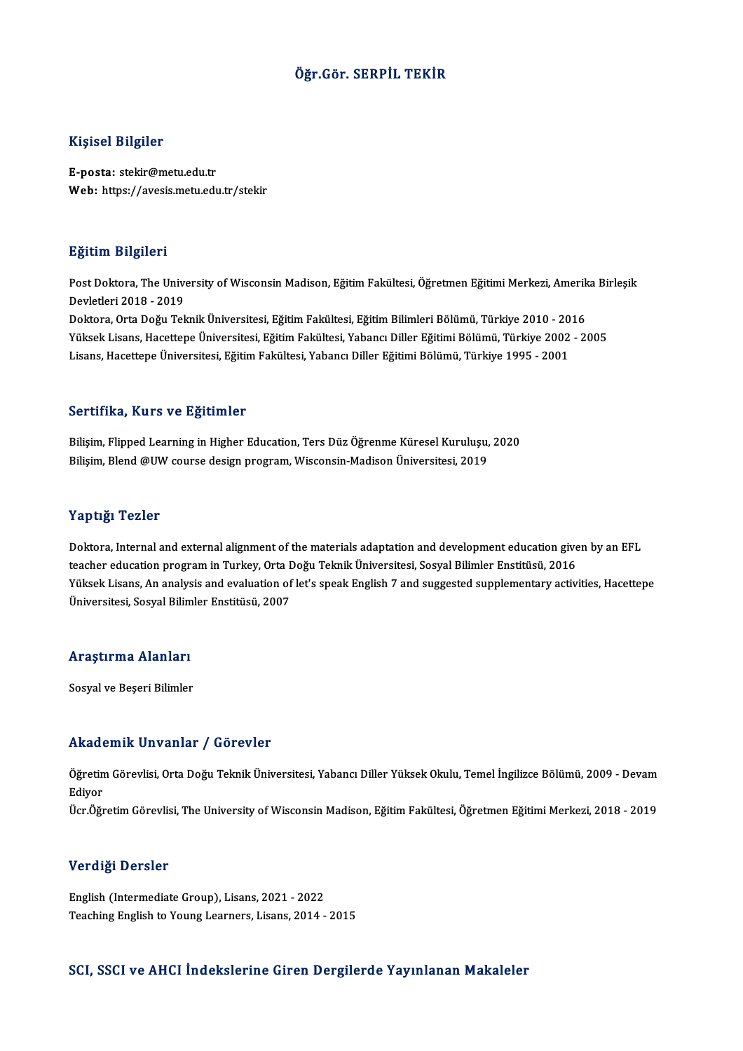# Öğr.Gör. SERPİL TEKİR

## Kişisel Bilgiler

**E-posta:** stekir@metu.edu.tr
**Web:** https://avesis.metu.edu.tr/stekir

## Eğitim Bilgileri

Post Doktora, The University of Wisconsin Madison, Eğitim Fakültesi, Öğretmen Eğitimi Merkezi, Amerika Birleşik Devletleri 2018 - 2019
Doktora, Orta Doğu Teknik Üniversitesi, Eğitim Fakültesi, Eğitim Bilimleri Bölümü, Türkiye 2010 - 2016
Yüksek Lisans, Hacettepe Üniversitesi, Eğitim Fakültesi, Yabancı Diller Eğitimi Bölümü, Türkiye 2002 - 2005
Lisans, Hacettepe Üniversitesi, Eğitim Fakültesi, Yabancı Diller Eğitimi Bölümü, Türkiye 1995 - 2001

## Sertifika, Kurs ve Eğitimler

Bilişim, Flipped Learning in Higher Education, Ters Düz Öğrenme Küresel Kuruluşu, 2020
Bilişim, Blend @UW course design program, Wisconsin-Madison Üniversitesi, 2019

## Yaptığı Tezler

Doktora, Internal and external alignment of the materials adaptation and development education given by an EFL teacher education program in Turkey, Orta Doğu Teknik Üniversitesi, Sosyal Bilimler Enstitüsü, 2016
Yüksek Lisans, An analysis and evaluation of let's speak English 7 and suggested supplementary activities, Hacettepe Üniversitesi, Sosyal Bilimler Enstitüsü, 2007

## Araştırma Alanları

Sosyal ve Beşeri Bilimler

## Akademik Unvanlar / Görevler

Öğretim Görevlisi, Orta Doğu Teknik Üniversitesi, Yabancı Diller Yüksek Okulu, Temel İngilizce Bölümü, 2009 - Devam Ediyor
Ücr.Öğretim Görevlisi, The University of Wisconsin Madison, Eğitim Fakültesi, Öğretmen Eğitimi Merkezi, 2018 - 2019

## Verdiği Dersler

English (Intermediate Group), Lisans, 2021 - 2022
Teaching English to Young Learners, Lisans, 2014 - 2015

## SCI, SSCI ve AHCI İndekslerine Giren Dergilerde Yayınlanan Makaleler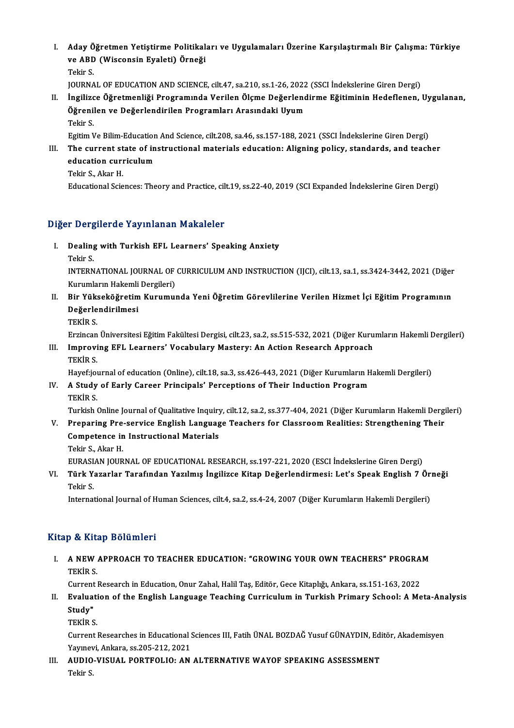I. **Aday Öğretmen Yetiştirme Politikaları ve Uygulamaları Üzerine Karşılaştırmalı Bir Çalışma: Türkiye ve ABD (Wisconsin Eyaleti) Örneği**
   Tekir S.
   JOURNAL OF EDUCATION AND SCIENCE, cilt.47, sa.210, ss.1-26, 2022 (SSCI İndekslerine Giren Dergi)

II. **İngilizce Öğretmenliği Programında Verilen Ölçme Değerlendirme Eğitiminin Hedeflenen, Uygulanan, Öğrenilen ve Değerlendirilen Programları Arasındaki Uyum**
   Tekir S.
   Egitim Ve Bilim-Education And Science, cilt.208, sa.46, ss.157-188, 2021 (SSCI İndekslerine Giren Dergi)

III. **The current state of instructional materials education: Aligning policy, standards, and teacher education curriculum**
   Tekir S., Akar H.
   Educational Sciences: Theory and Practice, cilt.19, ss.22-40, 2019 (SCI Expanded İndekslerine Giren Dergi)

## Diğer Dergilerde Yayınlanan Makaleler

I. **Dealing with Turkish EFL Learners' Speaking Anxiety**
   Tekir S.
   INTERNATIONAL JOURNAL OF CURRICULUM AND INSTRUCTION (IJCI), cilt.13, sa.1, ss.3424-3442, 2021 (Diğer Kurumların Hakemli Dergileri)

II. **Bir Yükseköğretim Kurumunda Yeni Öğretim Görevlilerine Verilen Hizmet İçi Eğitim Programının Değerlendirilmesi**
   TEKİR S.
   Erzincan Üniversitesi Eğitim Fakültesi Dergisi, cilt.23, sa.2, ss.515-532, 2021 (Diğer Kurumların Hakemli Dergileri)

III. **Improving EFL Learners' Vocabulary Mastery: An Action Research Approach**
   TEKİR S.
   Hayef:journal of education (Online), cilt.18, sa.3, ss.426-443, 2021 (Diğer Kurumların Hakemli Dergileri)

IV. **A Study of Early Career Principals' Perceptions of Their Induction Program**
   TEKİR S.
   Turkish Online Journal of Qualitative Inquiry, cilt.12, sa.2, ss.377-404, 2021 (Diğer Kurumların Hakemli Dergileri)

V. **Preparing Pre-service English Language Teachers for Classroom Realities: Strengthening Their Competence in Instructional Materials**
   Tekir S., Akar H.
   EURASIAN JOURNAL OF EDUCATIONAL RESEARCH, ss.197-221, 2020 (ESCI İndekslerine Giren Dergi)

VI. **Türk Yazarlar Tarafından Yazılmış İngilizce Kitap Değerlendirmesi: Let's Speak English 7 Örneği**
   Tekir S.
   International Journal of Human Sciences, cilt.4, sa.2, ss.4-24, 2007 (Diğer Kurumların Hakemli Dergileri)

## Kitap & Kitap Bölümleri

I. **A NEW APPROACH TO TEACHER EDUCATION: "GROWING YOUR OWN TEACHERS" PROGRAM**
   TEKİR S.
   Current Research in Education, Onur Zahal, Halil Taş, Editör, Gece Kitaplığı, Ankara, ss.151-163, 2022

II. **Evaluation of the English Language Teaching Curriculum in Turkish Primary School: A Meta-Analysis Study"**
   TEKİR S.
   Current Researches in Educational Sciences III, Fatih ÜNAL BOZDAĞ Yusuf GÜNAYDIN, Editör, Akademisyen Yayınevi, Ankara, ss.205-212, 2021

III. **AUDIO-VISUAL PORTFOLIO: AN ALTERNATIVE WAYOF SPEAKING ASSESSMENT**
   Tekir S.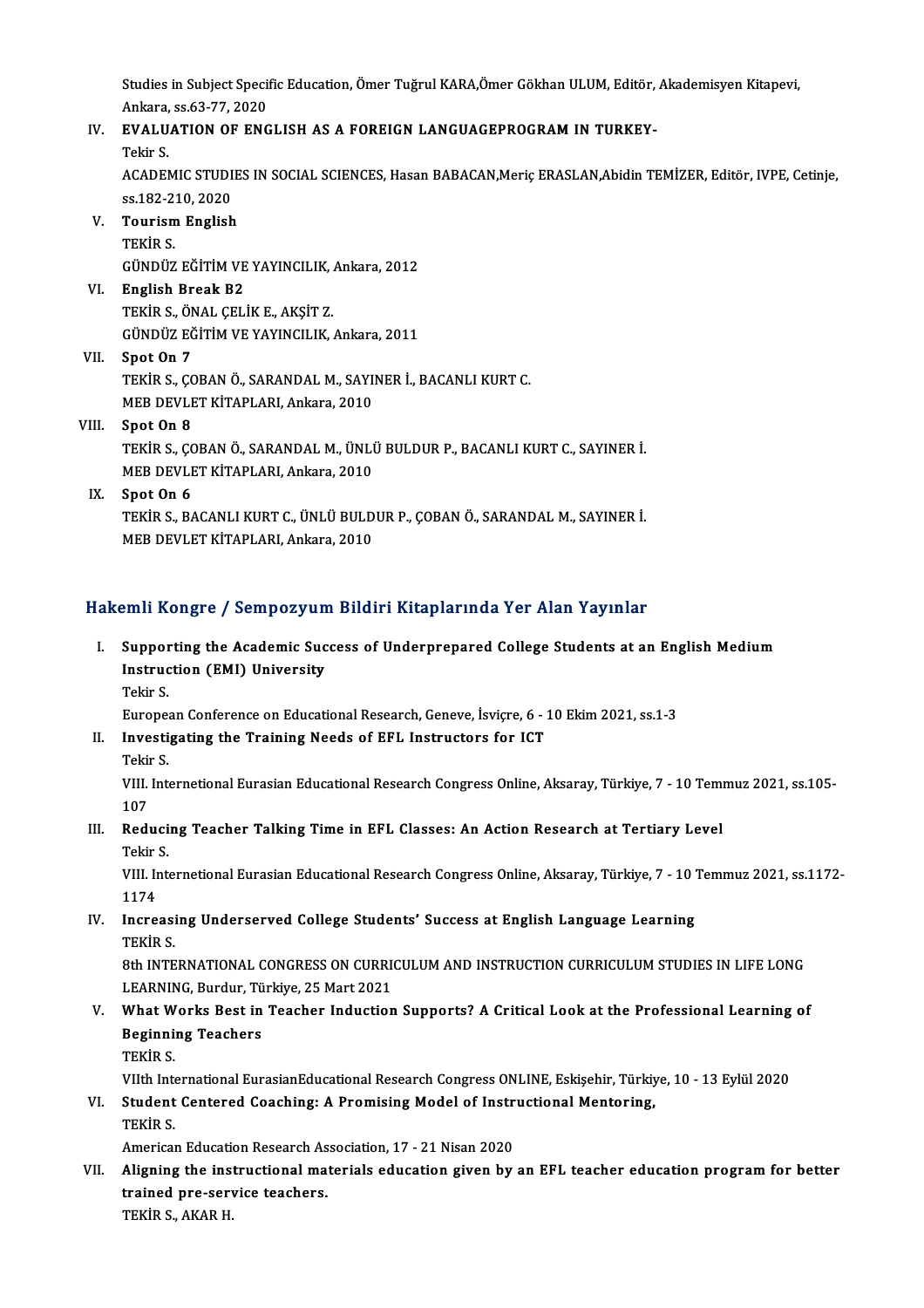Studies in Subject Specific Education, Ömer Tuğrul KARA,Ömer Gökhan ULUM, Editör, Akademisyen Kitapevi, Ankara, ss.63-77, 2020

IV. **EVALUATION OF ENGLISH AS A FOREIGN LANGUAGEPROGRAM IN TURKEY-**
Tekir S.
ACADEMIC STUDIES IN SOCIAL SCIENCES, Hasan BABACAN,Meriç ERASLAN,Abidin TEMİZER, Editör, IVPE, Cetinje, ss.182-210, 2020

V. **Tourism English**
TEKİR S.
GÜNDÜZ EĞİTİM VE YAYINCILIK, Ankara, 2012

VI. **English Break B2**
TEKİR S., ÖNAL ÇELİK E., AKŞİT Z.
GÜNDÜZ EĞİTİM VE YAYINCILIK, Ankara, 2011

VII. **Spot On 7**
TEKİR S., ÇOBAN Ö., SARANDAL M., SAYINER İ., BACANLI KURT C.
MEB DEVLET KİTAPLARI, Ankara, 2010

VIII. **Spot On 8**
TEKİR S., ÇOBAN Ö., SARANDAL M., ÜNLÜ BULDUR P., BACANLI KURT C., SAYINER İ.
MEB DEVLET KİTAPLARI, Ankara, 2010

IX. **Spot On 6**
TEKİR S., BACANLI KURT C., ÜNLÜ BULDUR P., ÇOBAN Ö., SARANDAL M., SAYINER İ.
MEB DEVLET KİTAPLARI, Ankara, 2010

## Hakemli Kongre / Sempozyum Bildiri Kitaplarında Yer Alan Yayınlar

I. **Supporting the Academic Success of Underprepared College Students at an English Medium Instruction (EMI) University**
Tekir S.
European Conference on Educational Research, Geneve, İsviçre, 6 - 10 Ekim 2021, ss.1-3

II. **Investigating the Training Needs of EFL Instructors for ICT**
Tekir S.
VIII. Internetional Eurasian Educational Research Congress Online, Aksaray, Türkiye, 7 - 10 Temmuz 2021, ss.105-107

III. **Reducing Teacher Talking Time in EFL Classes: An Action Research at Tertiary Level**
Tekir S.
VIII. Internetional Eurasian Educational Research Congress Online, Aksaray, Türkiye, 7 - 10 Temmuz 2021, ss.1172-1174

IV. **Increasing Underserved College Students' Success at English Language Learning**
TEKİR S.
8th INTERNATIONAL CONGRESS ON CURRICULUM AND INSTRUCTION CURRICULUM STUDIES IN LIFE LONG LEARNING, Burdur, Türkiye, 25 Mart 2021

V. **What Works Best in Teacher Induction Supports? A Critical Look at the Professional Learning of Beginning Teachers**
TEKİR S.
VIIth International EurasianEducational Research Congress ONLINE, Eskişehir, Türkiye, 10 - 13 Eylül 2020

VI. **Student Centered Coaching: A Promising Model of Instructional Mentoring,**
TEKİR S.
American Education Research Association, 17 - 21 Nisan 2020

VII. **Aligning the instructional materials education given by an EFL teacher education program for better trained pre-service teachers.**
TEKİR S., AKAR H.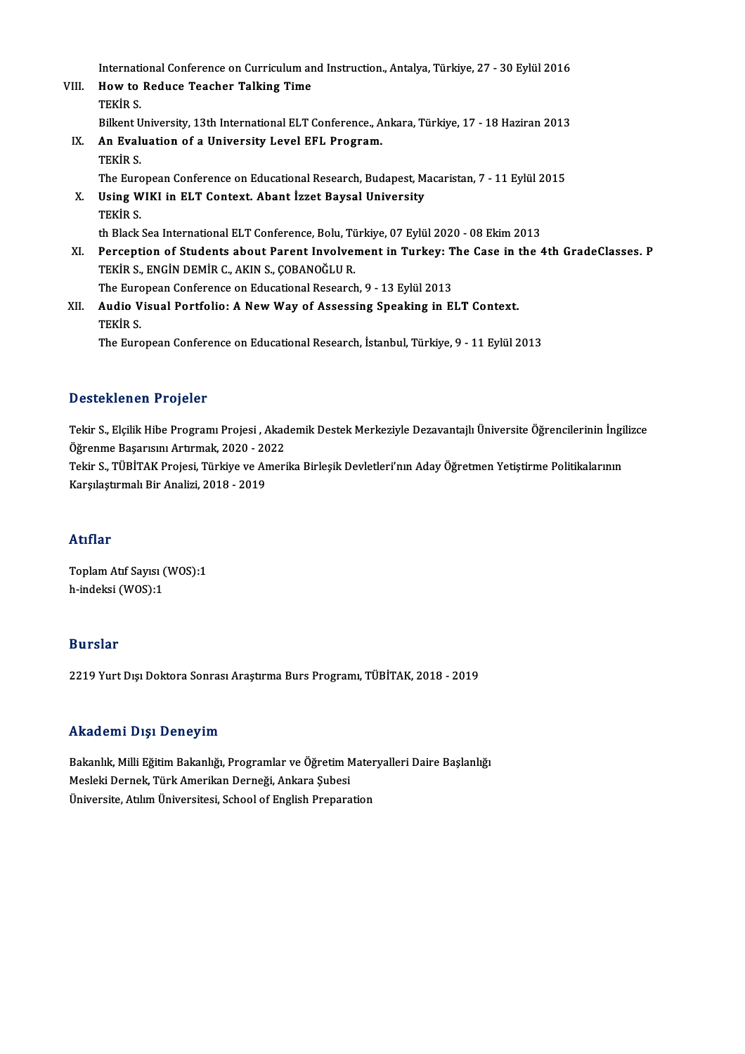International Conference on Curriculum and Instruction., Antalya, Türkiye, 27 - 30 Eylül 2016

VIII. **How to Reduce Teacher Talking Time**
TEKİR S.
Bilkent University, 13th International ELT Conference., Ankara, Türkiye, 17 - 18 Haziran 2013

IX. **An Evaluation of a University Level EFL Program.**
TEKİR S.
The European Conference on Educational Research, Budapest, Macaristan, 7 - 11 Eylül 2015

X. **Using WIKI in ELT Context. Abant İzzet Baysal University**
TEKİR S.
th Black Sea International ELT Conference, Bolu, Türkiye, 07 Eylül 2020 - 08 Ekim 2013

XI. **Perception of Students about Parent Involvement in Turkey: The Case in the 4th GradeClasses. P**
TEKİR S., ENGİN DEMİR C., AKIN S., ÇOBANOĞLU R.
The European Conference on Educational Research, 9 - 13 Eylül 2013

XII. **Audio Visual Portfolio: A New Way of Assessing Speaking in ELT Context.**
TEKİR S.
The European Conference on Educational Research, İstanbul, Türkiye, 9 - 11 Eylül 2013

## Desteklenen Projeler

Tekir S., Elçilik Hibe Programı Projesi , Akademik Destek Merkeziyle Dezavantajlı Üniversite Öğrencilerinin İngilizce Öğrenme Başarısını Artırmak, 2020 - 2022

Tekir S., TÜBİTAK Projesi, Türkiye ve Amerika Birleşik Devletleri'nın Aday Öğretmen Yetiştirme Politikalarının Karşılaştırmalı Bir Analizi, 2018 - 2019

## Atıflar

Toplam Atıf Sayısı (WOS):1
h-indeksi (WOS):1

## Burslar

2219 Yurt Dışı Doktora Sonrası Araştırma Burs Programı, TÜBİTAK, 2018 - 2019

## Akademi Dışı Deneyim

Bakanlık, Milli Eğitim Bakanlığı, Programlar ve Öğretim Materyalleri Daire Başlanlığı
Mesleki Dernek, Türk Amerikan Derneği, Ankara Şubesi
Üniversite, Atılım Üniversitesi, School of English Preparation